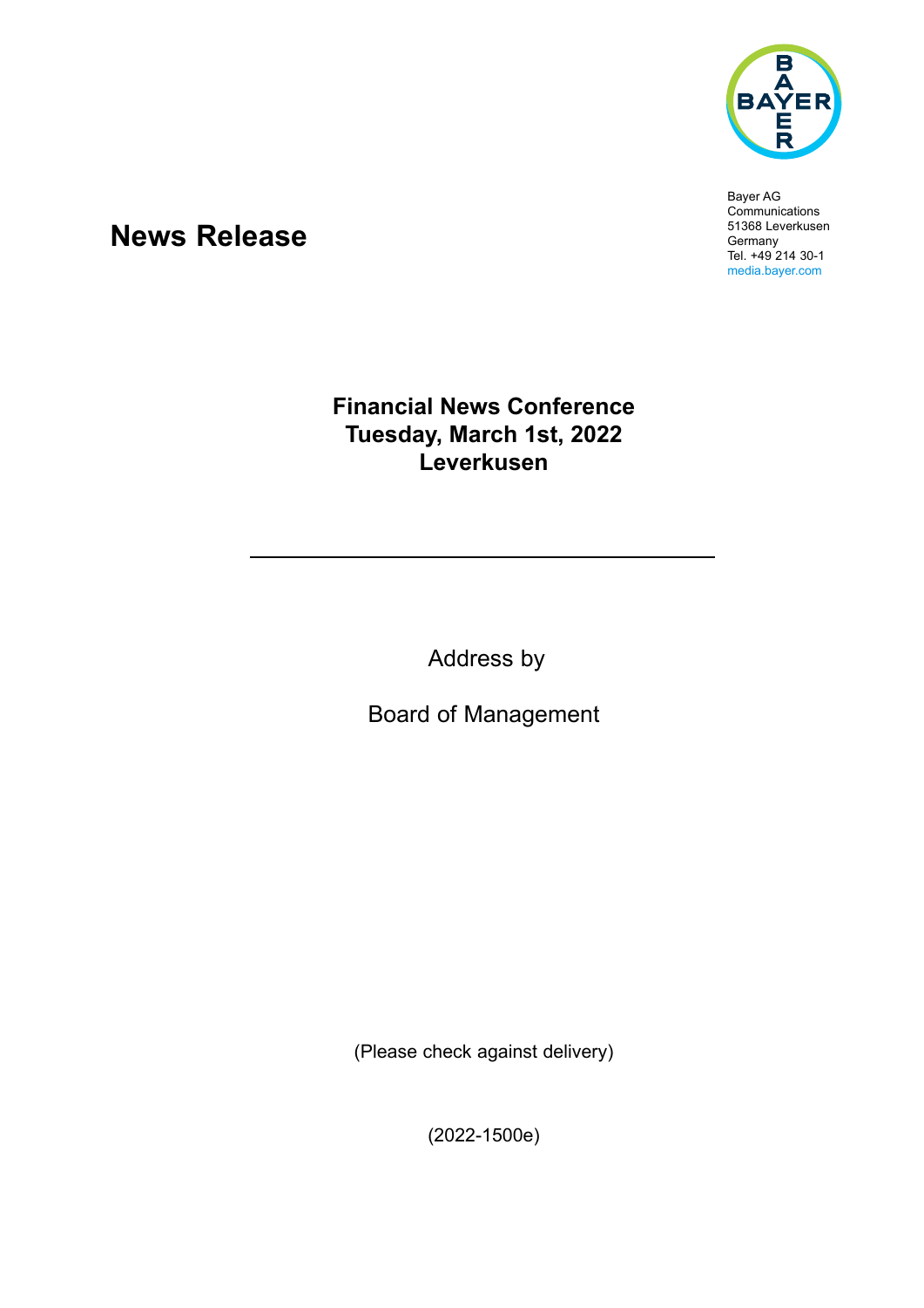Bayer AG
Communications
51368 Leverkusen
Germany
Tel. +49 214 30-1
media.bayer.com

# News Release

**Financial News Conference**
**Tuesday, March 1st, 2022**
**Leverkusen**

---

Address by

Board of Management

(Please check against delivery)

(2022-1500e)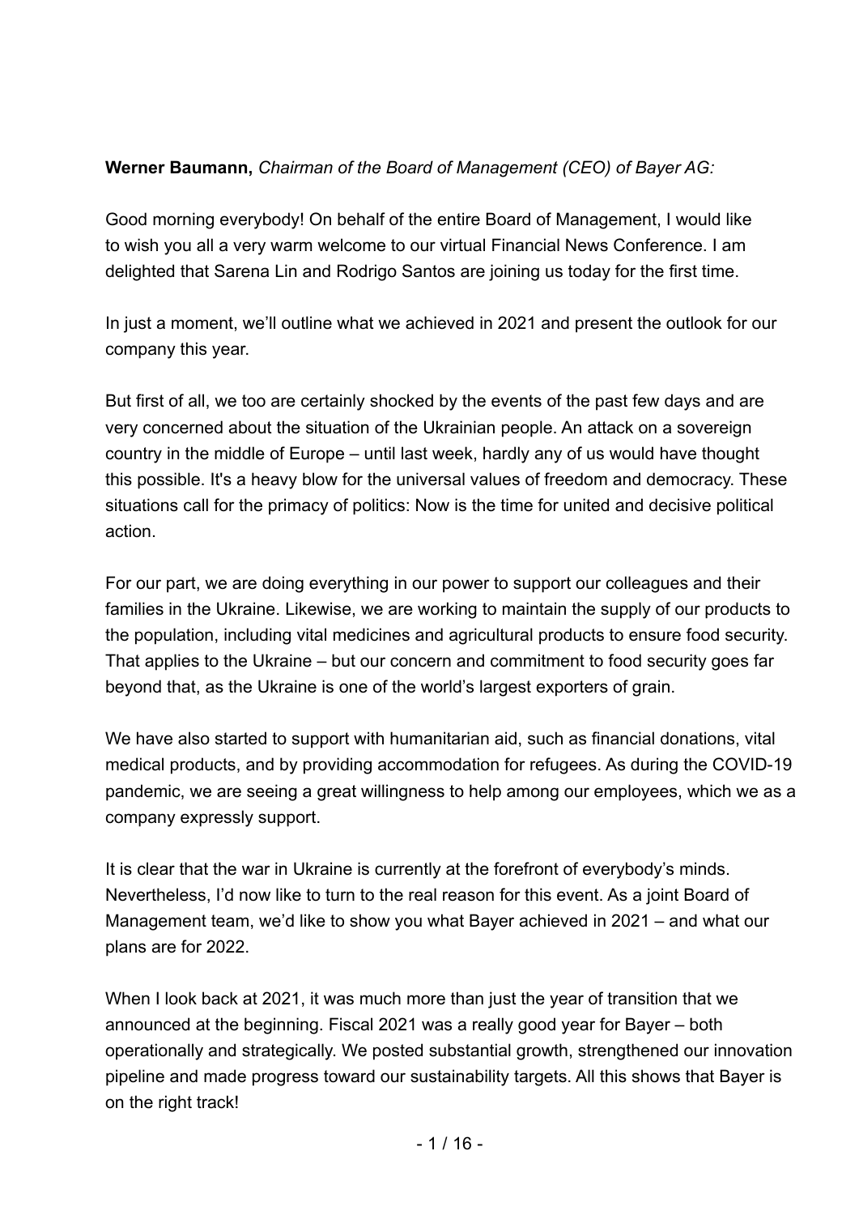**Werner Baumann,** *Chairman of the Board of Management (CEO) of Bayer AG:*

Good morning everybody! On behalf of the entire Board of Management, I would like to wish you all a very warm welcome to our virtual Financial News Conference. I am delighted that Sarena Lin and Rodrigo Santos are joining us today for the first time.

In just a moment, we'll outline what we achieved in 2021 and present the outlook for our company this year.

But first of all, we too are certainly shocked by the events of the past few days and are very concerned about the situation of the Ukrainian people. An attack on a sovereign country in the middle of Europe – until last week, hardly any of us would have thought this possible. It's a heavy blow for the universal values of freedom and democracy. These situations call for the primacy of politics: Now is the time for united and decisive political action.

For our part, we are doing everything in our power to support our colleagues and their families in the Ukraine. Likewise, we are working to maintain the supply of our products to the population, including vital medicines and agricultural products to ensure food security. That applies to the Ukraine – but our concern and commitment to food security goes far beyond that, as the Ukraine is one of the world's largest exporters of grain.

We have also started to support with humanitarian aid, such as financial donations, vital medical products, and by providing accommodation for refugees. As during the COVID-19 pandemic, we are seeing a great willingness to help among our employees, which we as a company expressly support.

It is clear that the war in Ukraine is currently at the forefront of everybody's minds. Nevertheless, I'd now like to turn to the real reason for this event. As a joint Board of Management team, we'd like to show you what Bayer achieved in 2021 – and what our plans are for 2022.

When I look back at 2021, it was much more than just the year of transition that we announced at the beginning. Fiscal 2021 was a really good year for Bayer – both operationally and strategically. We posted substantial growth, strengthened our innovation pipeline and made progress toward our sustainability targets. All this shows that Bayer is on the right track!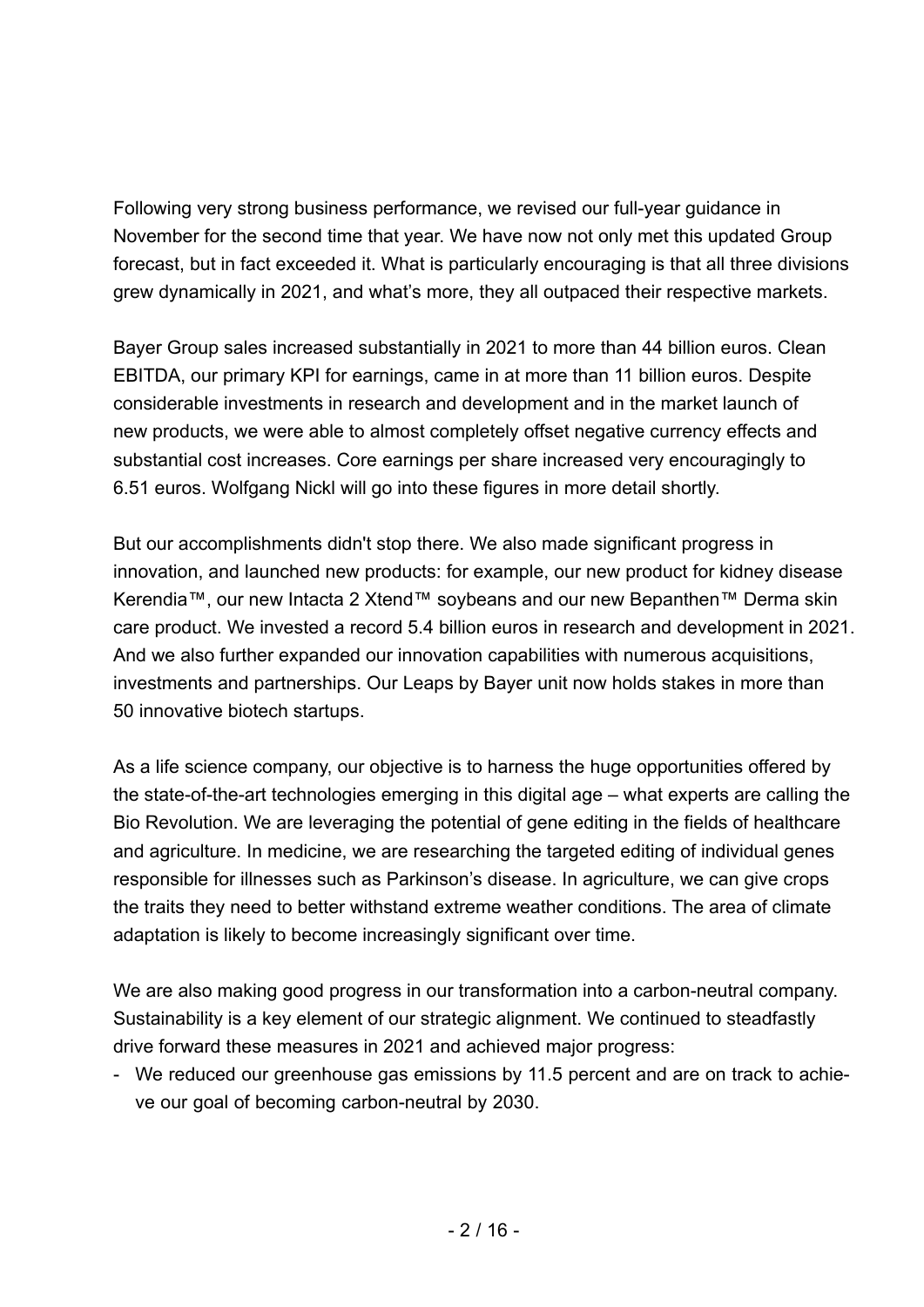Following very strong business performance, we revised our full-year guidance in November for the second time that year. We have now not only met this updated Group forecast, but in fact exceeded it. What is particularly encouraging is that all three divisions grew dynamically in 2021, and what's more, they all outpaced their respective markets.

Bayer Group sales increased substantially in 2021 to more than 44 billion euros. Clean EBITDA, our primary KPI for earnings, came in at more than 11 billion euros. Despite considerable investments in research and development and in the market launch of new products, we were able to almost completely offset negative currency effects and substantial cost increases. Core earnings per share increased very encouragingly to 6.51 euros. Wolfgang Nickl will go into these figures in more detail shortly.

But our accomplishments didn't stop there. We also made significant progress in innovation, and launched new products: for example, our new product for kidney disease Kerendia™, our new Intacta 2 Xtend™ soybeans and our new Bepanthen™ Derma skin care product. We invested a record 5.4 billion euros in research and development in 2021. And we also further expanded our innovation capabilities with numerous acquisitions, investments and partnerships. Our Leaps by Bayer unit now holds stakes in more than 50 innovative biotech startups.

As a life science company, our objective is to harness the huge opportunities offered by the state-of-the-art technologies emerging in this digital age – what experts are calling the Bio Revolution. We are leveraging the potential of gene editing in the fields of healthcare and agriculture. In medicine, we are researching the targeted editing of individual genes responsible for illnesses such as Parkinson's disease. In agriculture, we can give crops the traits they need to better withstand extreme weather conditions. The area of climate adaptation is likely to become increasingly significant over time.

We are also making good progress in our transformation into a carbon-neutral company. Sustainability is a key element of our strategic alignment. We continued to steadfastly drive forward these measures in 2021 and achieved major progress:

- We reduced our greenhouse gas emissions by 11.5 percent and are on track to achieve our goal of becoming carbon-neutral by 2030.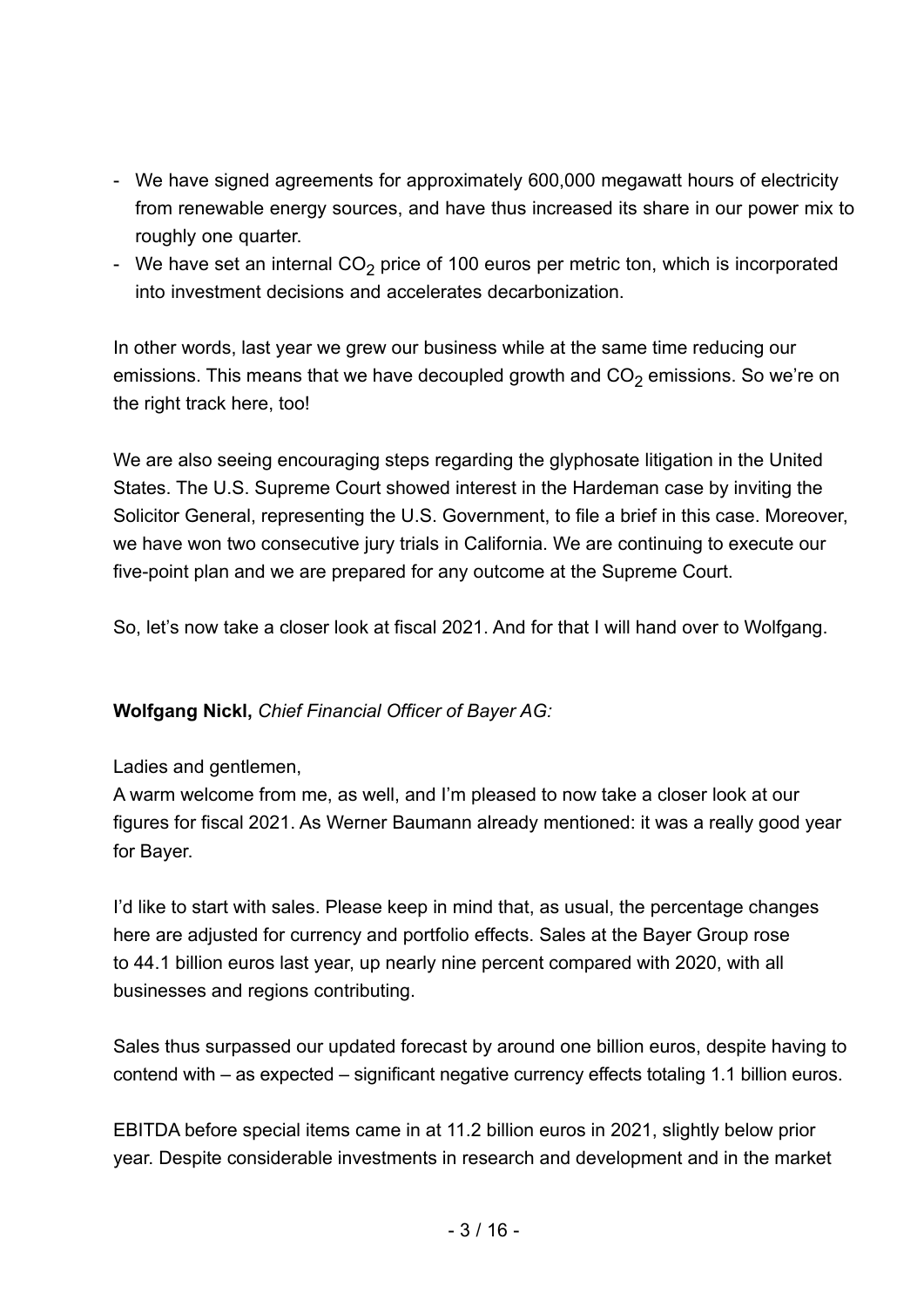- We have signed agreements for approximately 600,000 megawatt hours of electricity from renewable energy sources, and have thus increased its share in our power mix to roughly one quarter.
- We have set an internal $CO_2$ price of 100 euros per metric ton, which is incorporated into investment decisions and accelerates decarbonization.

In other words, last year we grew our business while at the same time reducing our emissions. This means that we have decoupled growth and $CO_2$ emissions. So we're on the right track here, too!

We are also seeing encouraging steps regarding the glyphosate litigation in the United States. The U.S. Supreme Court showed interest in the Hardeman case by inviting the Solicitor General, representing the U.S. Government, to file a brief in this case. Moreover, we have won two consecutive jury trials in California. We are continuing to execute our five-point plan and we are prepared for any outcome at the Supreme Court.

So, let's now take a closer look at fiscal 2021. And for that I will hand over to Wolfgang.

**Wolfgang Nickl,** *Chief Financial Officer of Bayer AG:*

Ladies and gentlemen,
A warm welcome from me, as well, and I'm pleased to now take a closer look at our figures for fiscal 2021. As Werner Baumann already mentioned: it was a really good year for Bayer.

I'd like to start with sales. Please keep in mind that, as usual, the percentage changes here are adjusted for currency and portfolio effects. Sales at the Bayer Group rose to 44.1 billion euros last year, up nearly nine percent compared with 2020, with all businesses and regions contributing.

Sales thus surpassed our updated forecast by around one billion euros, despite having to contend with – as expected – significant negative currency effects totaling 1.1 billion euros.

EBITDA before special items came in at 11.2 billion euros in 2021, slightly below prior year. Despite considerable investments in research and development and in the market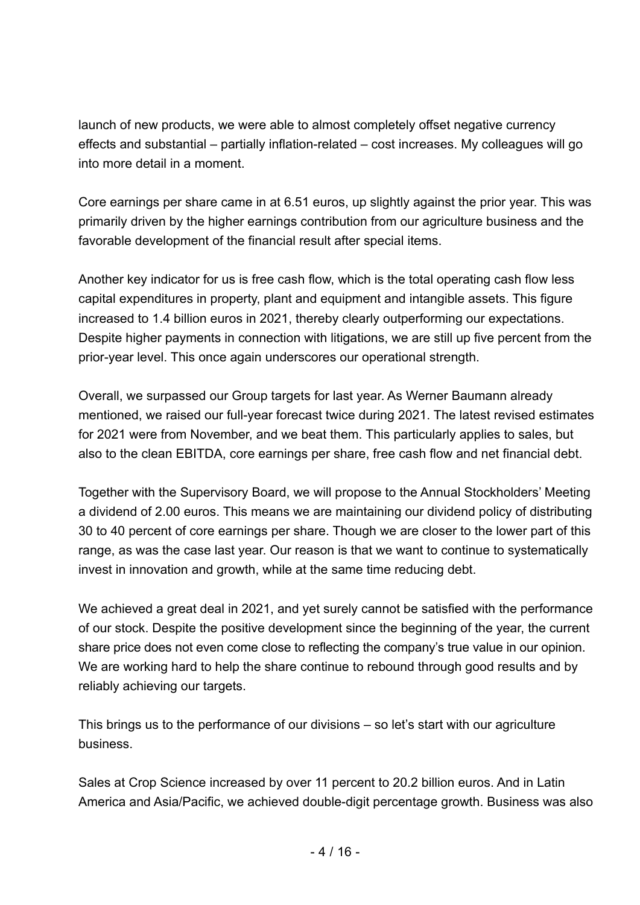launch of new products, we were able to almost completely offset negative currency effects and substantial – partially inflation-related – cost increases. My colleagues will go into more detail in a moment.

Core earnings per share came in at 6.51 euros, up slightly against the prior year. This was primarily driven by the higher earnings contribution from our agriculture business and the favorable development of the financial result after special items.

Another key indicator for us is free cash flow, which is the total operating cash flow less capital expenditures in property, plant and equipment and intangible assets. This figure increased to 1.4 billion euros in 2021, thereby clearly outperforming our expectations. Despite higher payments in connection with litigations, we are still up five percent from the prior-year level. This once again underscores our operational strength.

Overall, we surpassed our Group targets for last year. As Werner Baumann already mentioned, we raised our full-year forecast twice during 2021. The latest revised estimates for 2021 were from November, and we beat them. This particularly applies to sales, but also to the clean EBITDA, core earnings per share, free cash flow and net financial debt.

Together with the Supervisory Board, we will propose to the Annual Stockholders' Meeting a dividend of 2.00 euros. This means we are maintaining our dividend policy of distributing 30 to 40 percent of core earnings per share. Though we are closer to the lower part of this range, as was the case last year. Our reason is that we want to continue to systematically invest in innovation and growth, while at the same time reducing debt.

We achieved a great deal in 2021, and yet surely cannot be satisfied with the performance of our stock. Despite the positive development since the beginning of the year, the current share price does not even come close to reflecting the company's true value in our opinion. We are working hard to help the share continue to rebound through good results and by reliably achieving our targets.

This brings us to the performance of our divisions – so let's start with our agriculture business.

Sales at Crop Science increased by over 11 percent to 20.2 billion euros. And in Latin America and Asia/Pacific, we achieved double-digit percentage growth. Business was also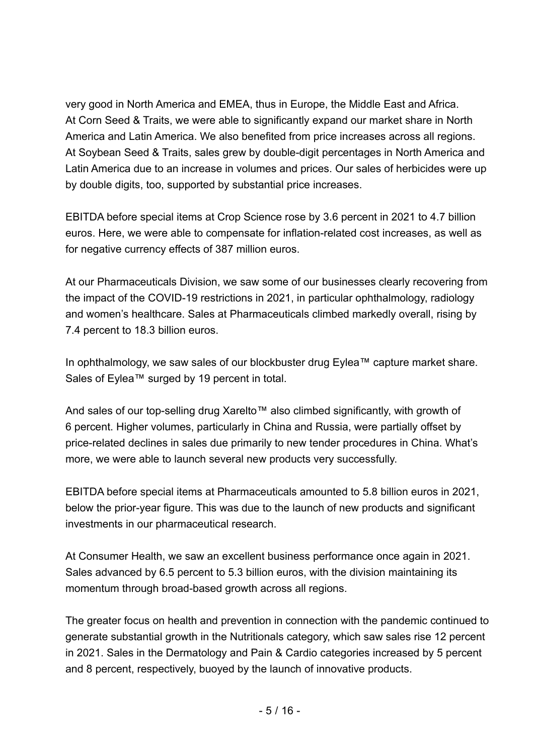very good in North America and EMEA, thus in Europe, the Middle East and Africa. At Corn Seed & Traits, we were able to significantly expand our market share in North America and Latin America. We also benefited from price increases across all regions. At Soybean Seed & Traits, sales grew by double-digit percentages in North America and Latin America due to an increase in volumes and prices. Our sales of herbicides were up by double digits, too, supported by substantial price increases.

EBITDA before special items at Crop Science rose by 3.6 percent in 2021 to 4.7 billion euros. Here, we were able to compensate for inflation-related cost increases, as well as for negative currency effects of 387 million euros.

At our Pharmaceuticals Division, we saw some of our businesses clearly recovering from the impact of the COVID-19 restrictions in 2021, in particular ophthalmology, radiology and women's healthcare. Sales at Pharmaceuticals climbed markedly overall, rising by 7.4 percent to 18.3 billion euros.

In ophthalmology, we saw sales of our blockbuster drug Eylea™ capture market share. Sales of Eylea™ surged by 19 percent in total.

And sales of our top-selling drug Xarelto™ also climbed significantly, with growth of 6 percent. Higher volumes, particularly in China and Russia, were partially offset by price-related declines in sales due primarily to new tender procedures in China. What's more, we were able to launch several new products very successfully.

EBITDA before special items at Pharmaceuticals amounted to 5.8 billion euros in 2021, below the prior-year figure. This was due to the launch of new products and significant investments in our pharmaceutical research.

At Consumer Health, we saw an excellent business performance once again in 2021. Sales advanced by 6.5 percent to 5.3 billion euros, with the division maintaining its momentum through broad-based growth across all regions.

The greater focus on health and prevention in connection with the pandemic continued to generate substantial growth in the Nutritionals category, which saw sales rise 12 percent in 2021. Sales in the Dermatology and Pain & Cardio categories increased by 5 percent and 8 percent, respectively, buoyed by the launch of innovative products.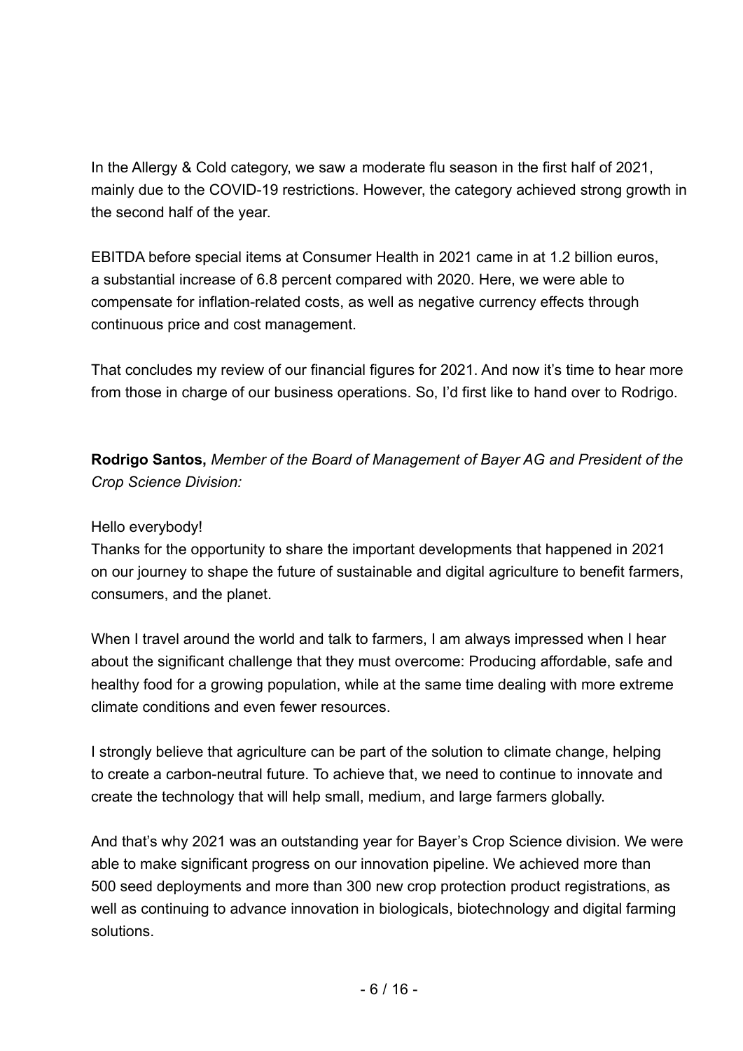In the Allergy & Cold category, we saw a moderate flu season in the first half of 2021, mainly due to the COVID-19 restrictions. However, the category achieved strong growth in the second half of the year.

EBITDA before special items at Consumer Health in 2021 came in at 1.2 billion euros, a substantial increase of 6.8 percent compared with 2020. Here, we were able to compensate for inflation-related costs, as well as negative currency effects through continuous price and cost management.

That concludes my review of our financial figures for 2021. And now it's time to hear more from those in charge of our business operations. So, I'd first like to hand over to Rodrigo.

**Rodrigo Santos,** *Member of the Board of Management of Bayer AG and President of the Crop Science Division:*

Hello everybody!
Thanks for the opportunity to share the important developments that happened in 2021 on our journey to shape the future of sustainable and digital agriculture to benefit farmers, consumers, and the planet.

When I travel around the world and talk to farmers, I am always impressed when I hear about the significant challenge that they must overcome: Producing affordable, safe and healthy food for a growing population, while at the same time dealing with more extreme climate conditions and even fewer resources.

I strongly believe that agriculture can be part of the solution to climate change, helping to create a carbon-neutral future. To achieve that, we need to continue to innovate and create the technology that will help small, medium, and large farmers globally.

And that's why 2021 was an outstanding year for Bayer's Crop Science division. We were able to make significant progress on our innovation pipeline. We achieved more than 500 seed deployments and more than 300 new crop protection product registrations, as well as continuing to advance innovation in biologicals, biotechnology and digital farming solutions.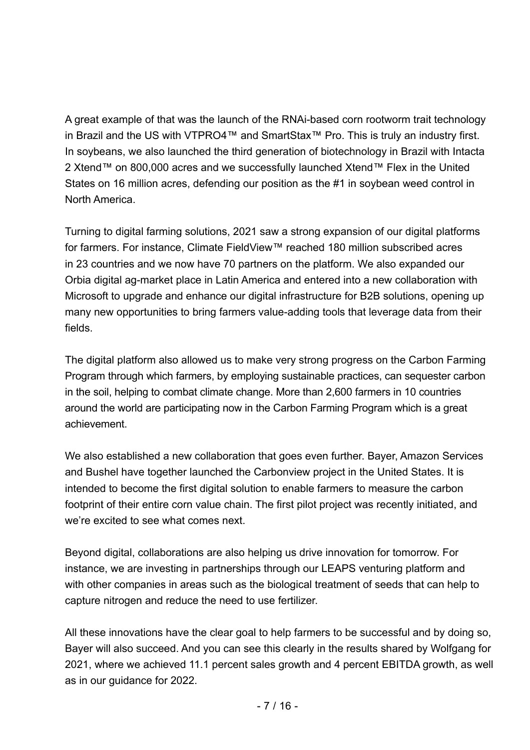A great example of that was the launch of the RNAi-based corn rootworm trait technology in Brazil and the US with VTPRO4™ and SmartStax™ Pro. This is truly an industry first. In soybeans, we also launched the third generation of biotechnology in Brazil with Intacta 2 Xtend™ on 800,000 acres and we successfully launched Xtend™ Flex in the United States on 16 million acres, defending our position as the #1 in soybean weed control in North America.

Turning to digital farming solutions, 2021 saw a strong expansion of our digital platforms for farmers. For instance, Climate FieldView™ reached 180 million subscribed acres in 23 countries and we now have 70 partners on the platform. We also expanded our Orbia digital ag-market place in Latin America and entered into a new collaboration with Microsoft to upgrade and enhance our digital infrastructure for B2B solutions, opening up many new opportunities to bring farmers value-adding tools that leverage data from their fields.

The digital platform also allowed us to make very strong progress on the Carbon Farming Program through which farmers, by employing sustainable practices, can sequester carbon in the soil, helping to combat climate change. More than 2,600 farmers in 10 countries around the world are participating now in the Carbon Farming Program which is a great achievement.

We also established a new collaboration that goes even further. Bayer, Amazon Services and Bushel have together launched the Carbonview project in the United States. It is intended to become the first digital solution to enable farmers to measure the carbon footprint of their entire corn value chain. The first pilot project was recently initiated, and we're excited to see what comes next.

Beyond digital, collaborations are also helping us drive innovation for tomorrow. For instance, we are investing in partnerships through our LEAPS venturing platform and with other companies in areas such as the biological treatment of seeds that can help to capture nitrogen and reduce the need to use fertilizer.

All these innovations have the clear goal to help farmers to be successful and by doing so, Bayer will also succeed. And you can see this clearly in the results shared by Wolfgang for 2021, where we achieved 11.1 percent sales growth and 4 percent EBITDA growth, as well as in our guidance for 2022.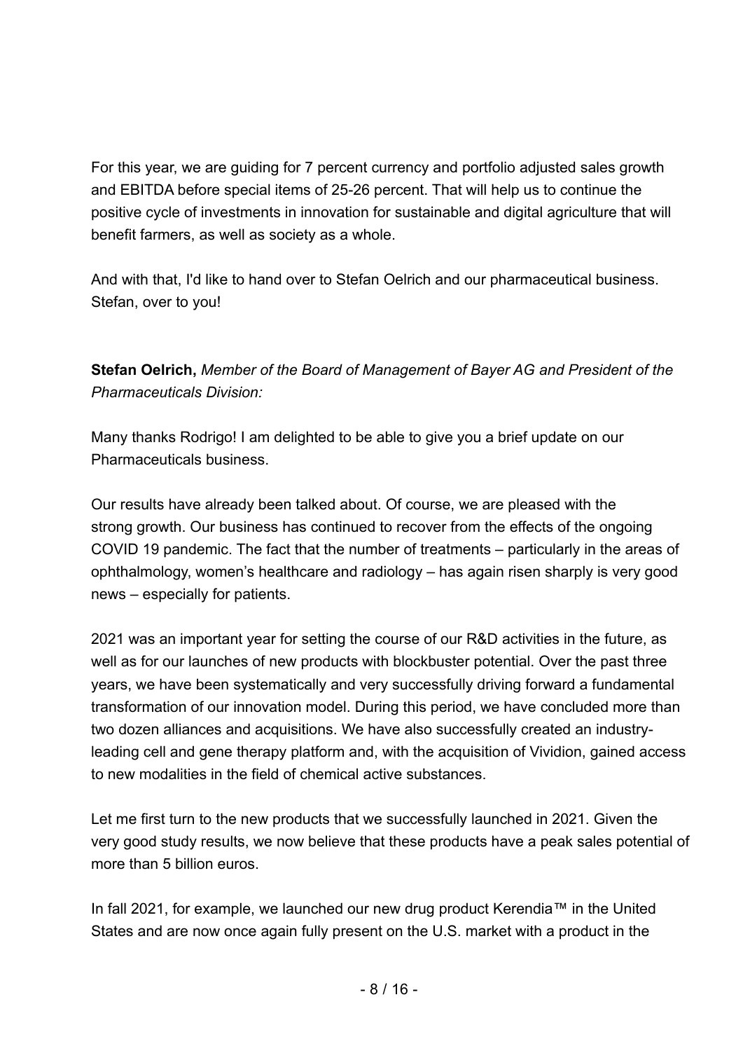For this year, we are guiding for 7 percent currency and portfolio adjusted sales growth and EBITDA before special items of 25-26 percent. That will help us to continue the positive cycle of investments in innovation for sustainable and digital agriculture that will benefit farmers, as well as society as a whole.

And with that, I'd like to hand over to Stefan Oelrich and our pharmaceutical business. Stefan, over to you!

**Stefan Oelrich,** *Member of the Board of Management of Bayer AG and President of the Pharmaceuticals Division:*

Many thanks Rodrigo! I am delighted to be able to give you a brief update on our Pharmaceuticals business.

Our results have already been talked about. Of course, we are pleased with the strong growth. Our business has continued to recover from the effects of the ongoing COVID 19 pandemic. The fact that the number of treatments – particularly in the areas of ophthalmology, women's healthcare and radiology – has again risen sharply is very good news – especially for patients.

2021 was an important year for setting the course of our R&D activities in the future, as well as for our launches of new products with blockbuster potential. Over the past three years, we have been systematically and very successfully driving forward a fundamental transformation of our innovation model. During this period, we have concluded more than two dozen alliances and acquisitions. We have also successfully created an industry-leading cell and gene therapy platform and, with the acquisition of Vividion, gained access to new modalities in the field of chemical active substances.

Let me first turn to the new products that we successfully launched in 2021. Given the very good study results, we now believe that these products have a peak sales potential of more than 5 billion euros.

In fall 2021, for example, we launched our new drug product Kerendia™ in the United States and are now once again fully present on the U.S. market with a product in the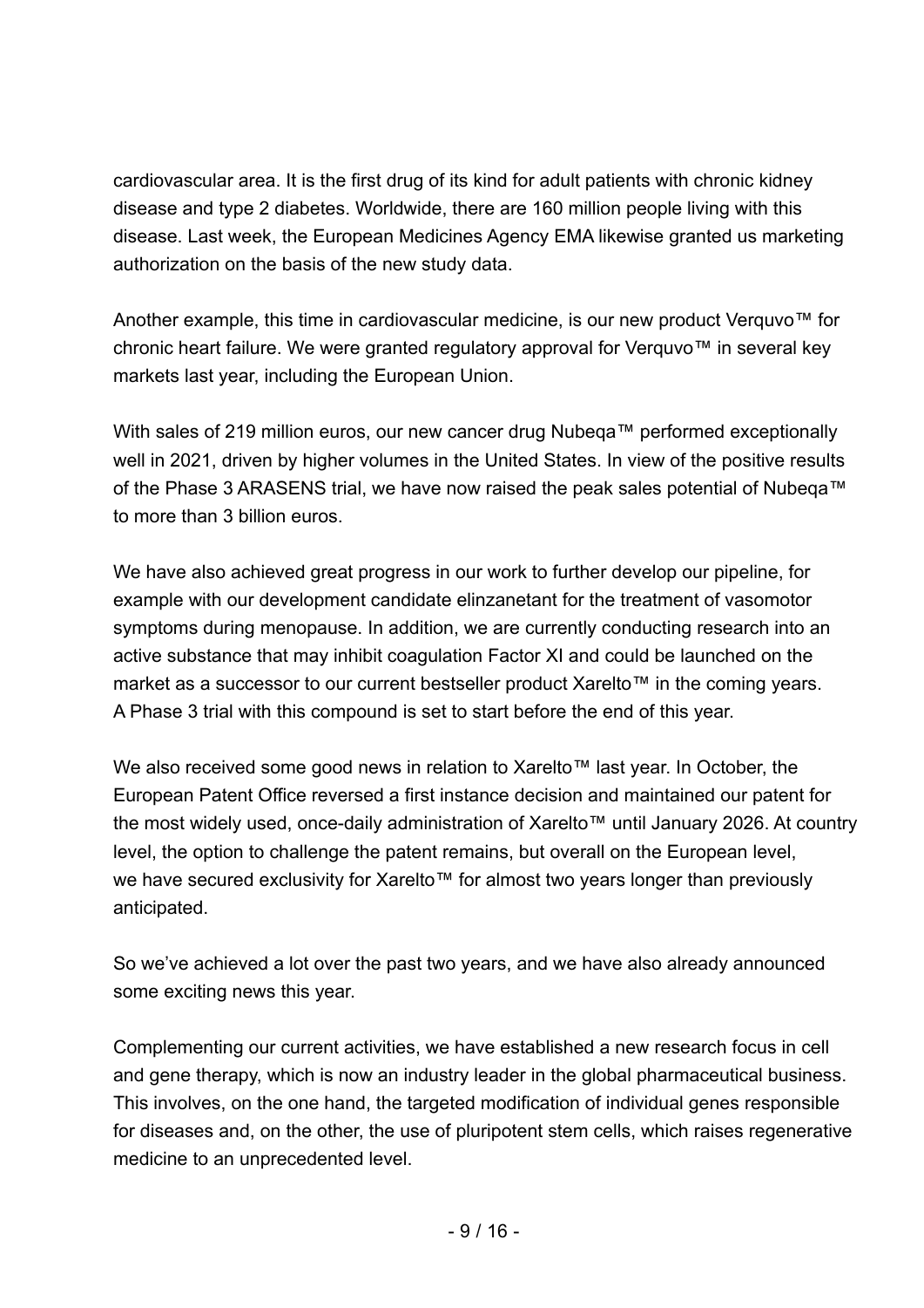cardiovascular area. It is the first drug of its kind for adult patients with chronic kidney disease and type 2 diabetes. Worldwide, there are 160 million people living with this disease. Last week, the European Medicines Agency EMA likewise granted us marketing authorization on the basis of the new study data.

Another example, this time in cardiovascular medicine, is our new product Verquvo™ for chronic heart failure. We were granted regulatory approval for Verquvo™ in several key markets last year, including the European Union.

With sales of 219 million euros, our new cancer drug Nubeqa™ performed exceptionally well in 2021, driven by higher volumes in the United States. In view of the positive results of the Phase 3 ARASENS trial, we have now raised the peak sales potential of Nubeqa™ to more than 3 billion euros.

We have also achieved great progress in our work to further develop our pipeline, for example with our development candidate elinzanetant for the treatment of vasomotor symptoms during menopause. In addition, we are currently conducting research into an active substance that may inhibit coagulation Factor XI and could be launched on the market as a successor to our current bestseller product Xarelto™ in the coming years. A Phase 3 trial with this compound is set to start before the end of this year.

We also received some good news in relation to Xarelto™ last year. In October, the European Patent Office reversed a first instance decision and maintained our patent for the most widely used, once-daily administration of Xarelto™ until January 2026. At country level, the option to challenge the patent remains, but overall on the European level, we have secured exclusivity for Xarelto™ for almost two years longer than previously anticipated.

So we've achieved a lot over the past two years, and we have also already announced some exciting news this year.

Complementing our current activities, we have established a new research focus in cell and gene therapy, which is now an industry leader in the global pharmaceutical business. This involves, on the one hand, the targeted modification of individual genes responsible for diseases and, on the other, the use of pluripotent stem cells, which raises regenerative medicine to an unprecedented level.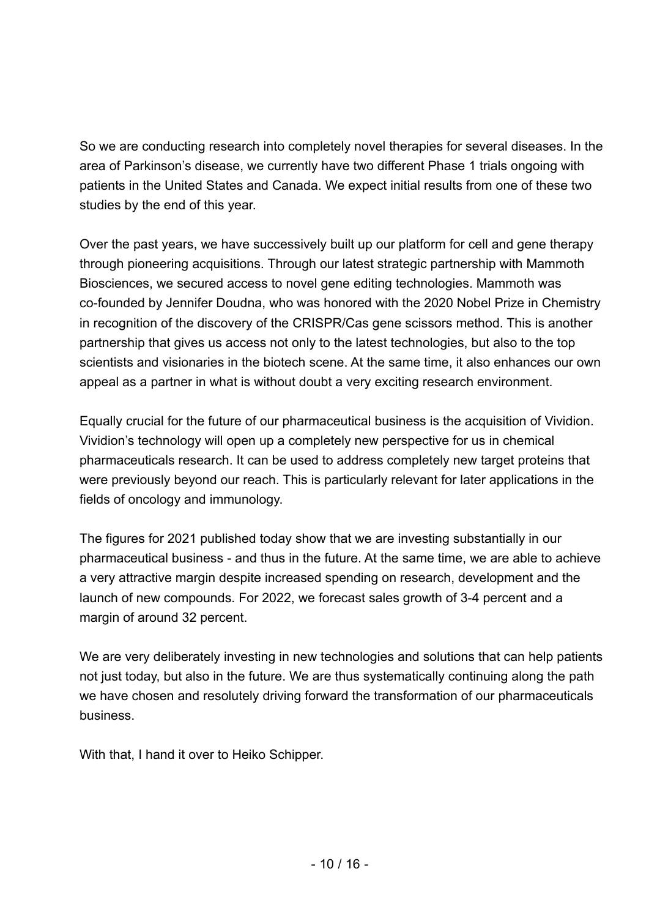So we are conducting research into completely novel therapies for several diseases. In the area of Parkinson's disease, we currently have two different Phase 1 trials ongoing with patients in the United States and Canada. We expect initial results from one of these two studies by the end of this year.

Over the past years, we have successively built up our platform for cell and gene therapy through pioneering acquisitions. Through our latest strategic partnership with Mammoth Biosciences, we secured access to novel gene editing technologies. Mammoth was co-founded by Jennifer Doudna, who was honored with the 2020 Nobel Prize in Chemistry in recognition of the discovery of the CRISPR/Cas gene scissors method. This is another partnership that gives us access not only to the latest technologies, but also to the top scientists and visionaries in the biotech scene. At the same time, it also enhances our own appeal as a partner in what is without doubt a very exciting research environment.

Equally crucial for the future of our pharmaceutical business is the acquisition of Vividion. Vividion's technology will open up a completely new perspective for us in chemical pharmaceuticals research. It can be used to address completely new target proteins that were previously beyond our reach. This is particularly relevant for later applications in the fields of oncology and immunology.

The figures for 2021 published today show that we are investing substantially in our pharmaceutical business - and thus in the future. At the same time, we are able to achieve a very attractive margin despite increased spending on research, development and the launch of new compounds. For 2022, we forecast sales growth of 3-4 percent and a margin of around 32 percent.

We are very deliberately investing in new technologies and solutions that can help patients not just today, but also in the future. We are thus systematically continuing along the path we have chosen and resolutely driving forward the transformation of our pharmaceuticals business.

With that, I hand it over to Heiko Schipper.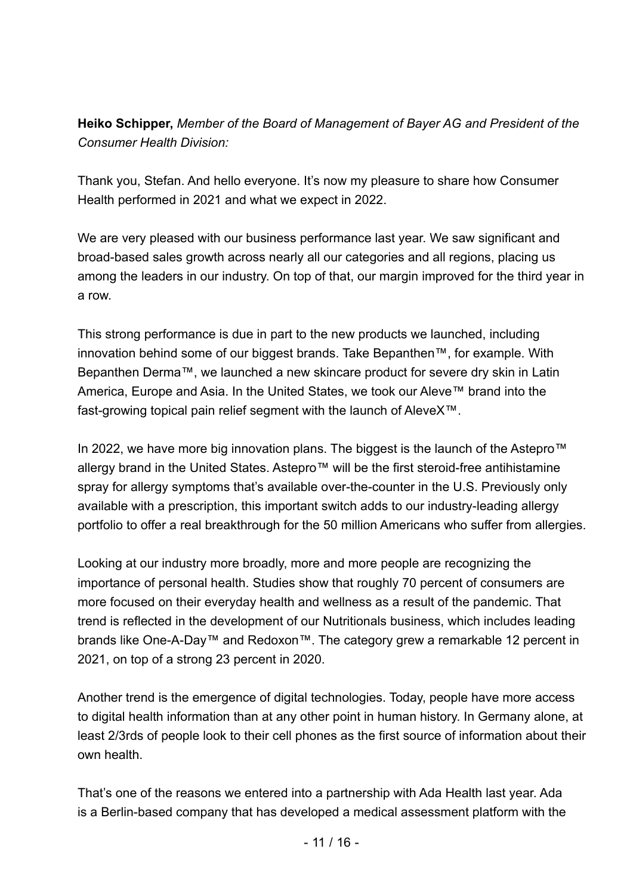**Heiko Schipper,** *Member of the Board of Management of Bayer AG and President of the Consumer Health Division:*

Thank you, Stefan. And hello everyone. It's now my pleasure to share how Consumer Health performed in 2021 and what we expect in 2022.

We are very pleased with our business performance last year. We saw significant and broad-based sales growth across nearly all our categories and all regions, placing us among the leaders in our industry. On top of that, our margin improved for the third year in a row.

This strong performance is due in part to the new products we launched, including innovation behind some of our biggest brands. Take Bepanthen™, for example. With Bepanthen Derma™, we launched a new skincare product for severe dry skin in Latin America, Europe and Asia. In the United States, we took our Aleve™ brand into the fast-growing topical pain relief segment with the launch of AleveX™.

In 2022, we have more big innovation plans. The biggest is the launch of the Astepro™ allergy brand in the United States. Astepro™ will be the first steroid-free antihistamine spray for allergy symptoms that's available over-the-counter in the U.S. Previously only available with a prescription, this important switch adds to our industry-leading allergy portfolio to offer a real breakthrough for the 50 million Americans who suffer from allergies.

Looking at our industry more broadly, more and more people are recognizing the importance of personal health. Studies show that roughly 70 percent of consumers are more focused on their everyday health and wellness as a result of the pandemic. That trend is reflected in the development of our Nutritionals business, which includes leading brands like One-A-Day™ and Redoxon™. The category grew a remarkable 12 percent in 2021, on top of a strong 23 percent in 2020.

Another trend is the emergence of digital technologies. Today, people have more access to digital health information than at any other point in human history. In Germany alone, at least 2/3rds of people look to their cell phones as the first source of information about their own health.

That's one of the reasons we entered into a partnership with Ada Health last year. Ada is a Berlin-based company that has developed a medical assessment platform with the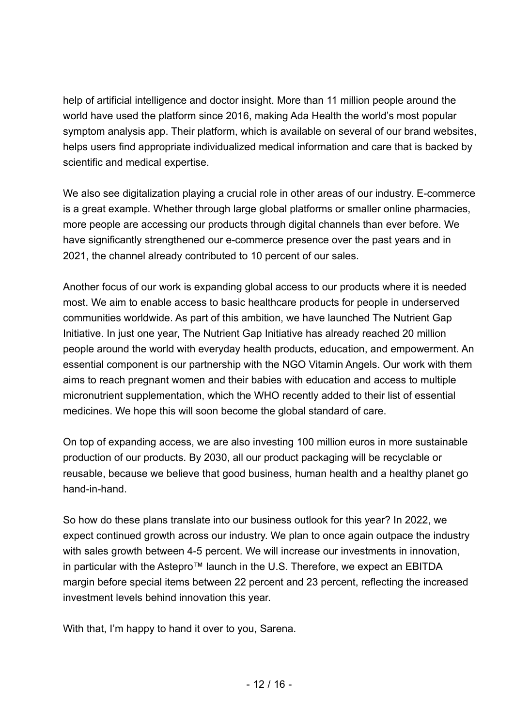help of artificial intelligence and doctor insight. More than 11 million people around the world have used the platform since 2016, making Ada Health the world's most popular symptom analysis app. Their platform, which is available on several of our brand websites, helps users find appropriate individualized medical information and care that is backed by scientific and medical expertise.

We also see digitalization playing a crucial role in other areas of our industry. E-commerce is a great example. Whether through large global platforms or smaller online pharmacies, more people are accessing our products through digital channels than ever before. We have significantly strengthened our e-commerce presence over the past years and in 2021, the channel already contributed to 10 percent of our sales.

Another focus of our work is expanding global access to our products where it is needed most. We aim to enable access to basic healthcare products for people in underserved communities worldwide. As part of this ambition, we have launched The Nutrient Gap Initiative. In just one year, The Nutrient Gap Initiative has already reached 20 million people around the world with everyday health products, education, and empowerment. An essential component is our partnership with the NGO Vitamin Angels. Our work with them aims to reach pregnant women and their babies with education and access to multiple micronutrient supplementation, which the WHO recently added to their list of essential medicines. We hope this will soon become the global standard of care.

On top of expanding access, we are also investing 100 million euros in more sustainable production of our products. By 2030, all our product packaging will be recyclable or reusable, because we believe that good business, human health and a healthy planet go hand-in-hand.

So how do these plans translate into our business outlook for this year? In 2022, we expect continued growth across our industry. We plan to once again outpace the industry with sales growth between 4-5 percent. We will increase our investments in innovation, in particular with the Astepro™ launch in the U.S. Therefore, we expect an EBITDA margin before special items between 22 percent and 23 percent, reflecting the increased investment levels behind innovation this year.

With that, I'm happy to hand it over to you, Sarena.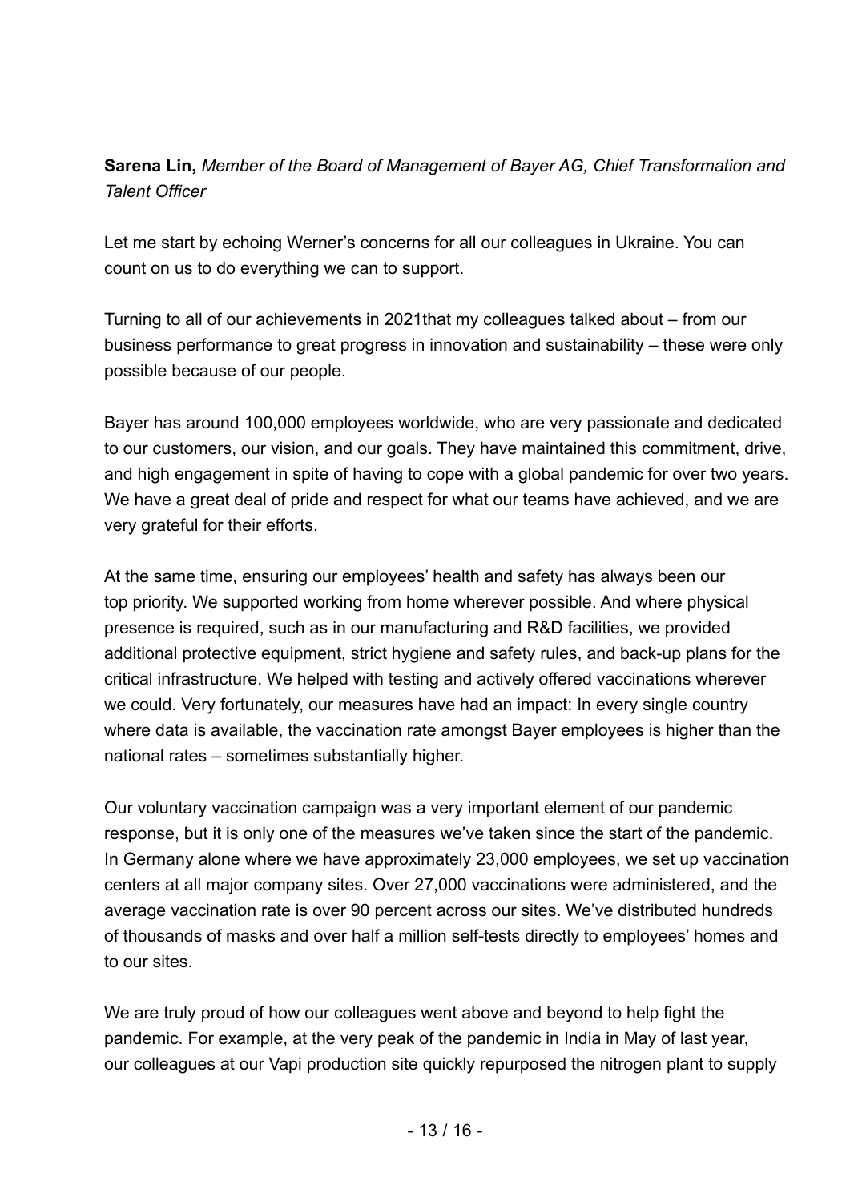**Sarena Lin,** *Member of the Board of Management of Bayer AG, Chief Transformation and Talent Officer*

Let me start by echoing Werner's concerns for all our colleagues in Ukraine. You can count on us to do everything we can to support.

Turning to all of our achievements in 2021that my colleagues talked about – from our business performance to great progress in innovation and sustainability – these were only possible because of our people.

Bayer has around 100,000 employees worldwide, who are very passionate and dedicated to our customers, our vision, and our goals. They have maintained this commitment, drive, and high engagement in spite of having to cope with a global pandemic for over two years. We have a great deal of pride and respect for what our teams have achieved, and we are very grateful for their efforts.

At the same time, ensuring our employees' health and safety has always been our top priority. We supported working from home wherever possible. And where physical presence is required, such as in our manufacturing and R&D facilities, we provided additional protective equipment, strict hygiene and safety rules, and back-up plans for the critical infrastructure. We helped with testing and actively offered vaccinations wherever we could. Very fortunately, our measures have had an impact: In every single country where data is available, the vaccination rate amongst Bayer employees is higher than the national rates – sometimes substantially higher.

Our voluntary vaccination campaign was a very important element of our pandemic response, but it is only one of the measures we've taken since the start of the pandemic. In Germany alone where we have approximately 23,000 employees, we set up vaccination centers at all major company sites. Over 27,000 vaccinations were administered, and the average vaccination rate is over 90 percent across our sites. We've distributed hundreds of thousands of masks and over half a million self-tests directly to employees' homes and to our sites.

We are truly proud of how our colleagues went above and beyond to help fight the pandemic. For example, at the very peak of the pandemic in India in May of last year, our colleagues at our Vapi production site quickly repurposed the nitrogen plant to supply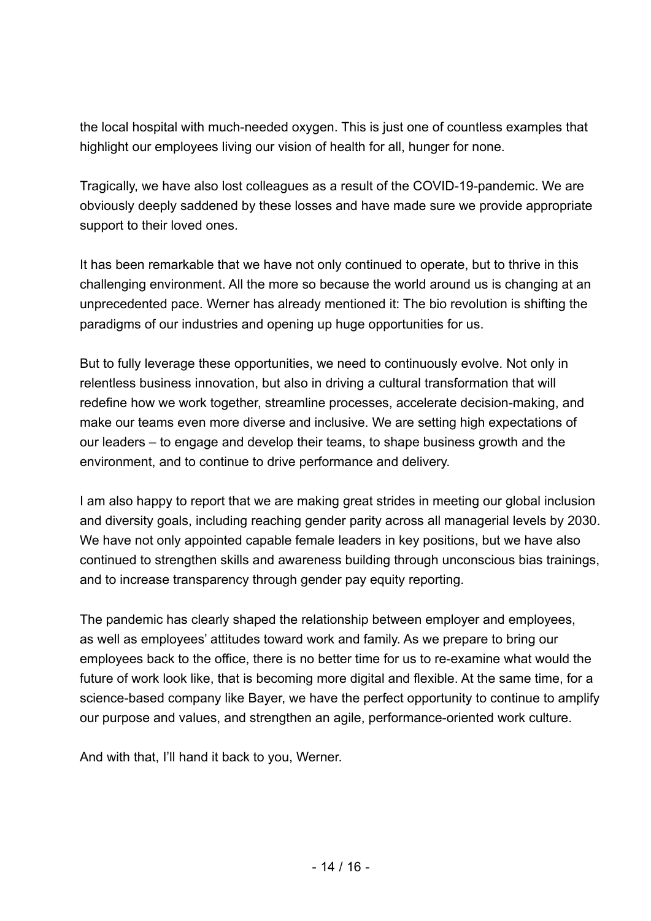the local hospital with much-needed oxygen. This is just one of countless examples that highlight our employees living our vision of health for all, hunger for none.

Tragically, we have also lost colleagues as a result of the COVID-19-pandemic. We are obviously deeply saddened by these losses and have made sure we provide appropriate support to their loved ones.

It has been remarkable that we have not only continued to operate, but to thrive in this challenging environment. All the more so because the world around us is changing at an unprecedented pace. Werner has already mentioned it: The bio revolution is shifting the paradigms of our industries and opening up huge opportunities for us.

But to fully leverage these opportunities, we need to continuously evolve. Not only in relentless business innovation, but also in driving a cultural transformation that will redefine how we work together, streamline processes, accelerate decision-making, and make our teams even more diverse and inclusive. We are setting high expectations of our leaders – to engage and develop their teams, to shape business growth and the environment, and to continue to drive performance and delivery.

I am also happy to report that we are making great strides in meeting our global inclusion and diversity goals, including reaching gender parity across all managerial levels by 2030. We have not only appointed capable female leaders in key positions, but we have also continued to strengthen skills and awareness building through unconscious bias trainings, and to increase transparency through gender pay equity reporting.

The pandemic has clearly shaped the relationship between employer and employees, as well as employees' attitudes toward work and family. As we prepare to bring our employees back to the office, there is no better time for us to re-examine what would the future of work look like, that is becoming more digital and flexible. At the same time, for a science-based company like Bayer, we have the perfect opportunity to continue to amplify our purpose and values, and strengthen an agile, performance-oriented work culture.

And with that, I'll hand it back to you, Werner.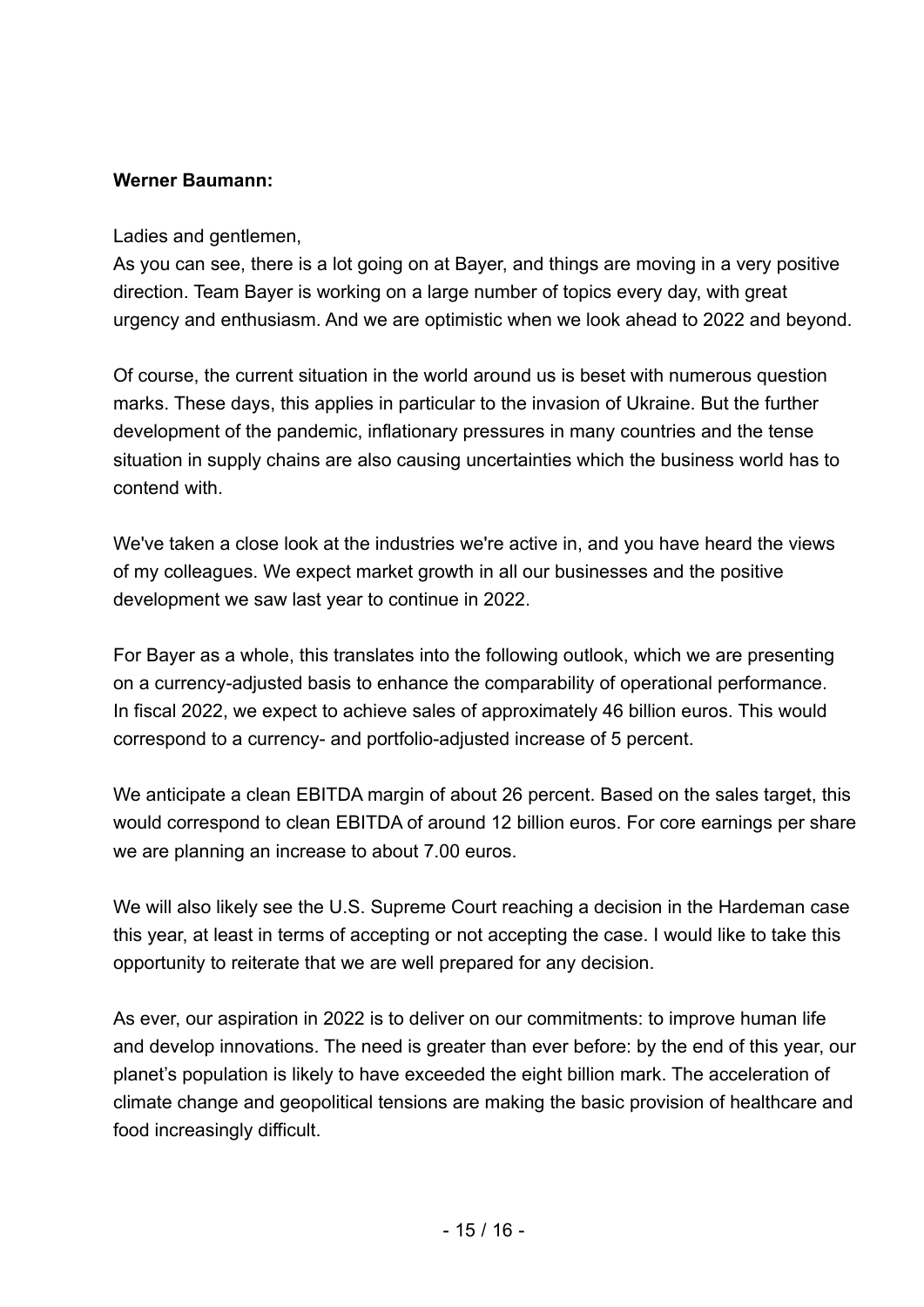**Werner Baumann:**

Ladies and gentlemen,
As you can see, there is a lot going on at Bayer, and things are moving in a very positive direction. Team Bayer is working on a large number of topics every day, with great urgency and enthusiasm. And we are optimistic when we look ahead to 2022 and beyond.

Of course, the current situation in the world around us is beset with numerous question marks. These days, this applies in particular to the invasion of Ukraine. But the further development of the pandemic, inflationary pressures in many countries and the tense situation in supply chains are also causing uncertainties which the business world has to contend with.

We've taken a close look at the industries we're active in, and you have heard the views of my colleagues. We expect market growth in all our businesses and the positive development we saw last year to continue in 2022.

For Bayer as a whole, this translates into the following outlook, which we are presenting on a currency-adjusted basis to enhance the comparability of operational performance. In fiscal 2022, we expect to achieve sales of approximately 46 billion euros. This would correspond to a currency- and portfolio-adjusted increase of 5 percent.

We anticipate a clean EBITDA margin of about 26 percent. Based on the sales target, this would correspond to clean EBITDA of around 12 billion euros. For core earnings per share we are planning an increase to about 7.00 euros.

We will also likely see the U.S. Supreme Court reaching a decision in the Hardeman case this year, at least in terms of accepting or not accepting the case. I would like to take this opportunity to reiterate that we are well prepared for any decision.

As ever, our aspiration in 2022 is to deliver on our commitments: to improve human life and develop innovations. The need is greater than ever before: by the end of this year, our planet's population is likely to have exceeded the eight billion mark. The acceleration of climate change and geopolitical tensions are making the basic provision of healthcare and food increasingly difficult.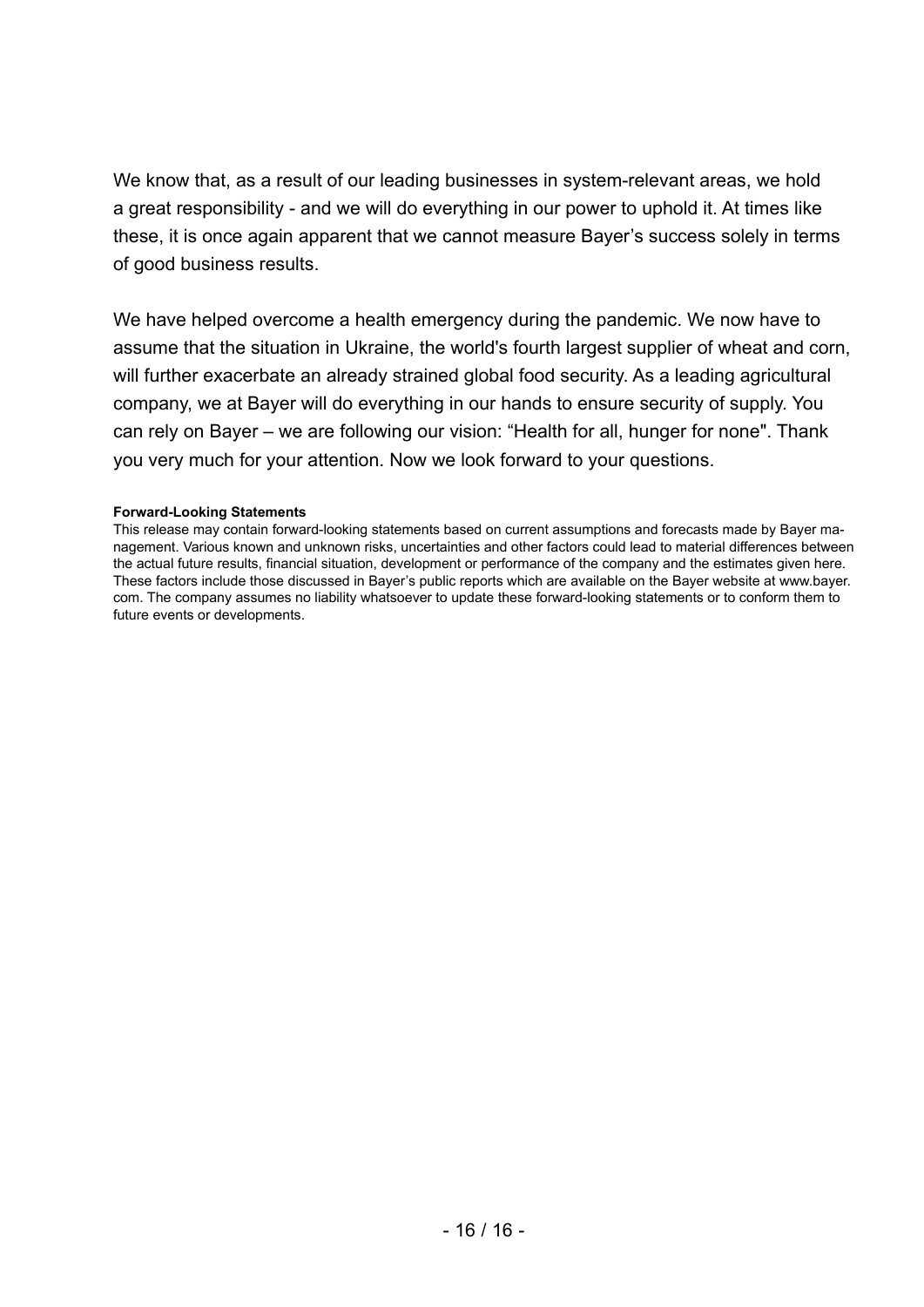We know that, as a result of our leading businesses in system-relevant areas, we hold a great responsibility - and we will do everything in our power to uphold it. At times like these, it is once again apparent that we cannot measure Bayer's success solely in terms of good business results.

We have helped overcome a health emergency during the pandemic. We now have to assume that the situation in Ukraine, the world's fourth largest supplier of wheat and corn, will further exacerbate an already strained global food security. As a leading agricultural company, we at Bayer will do everything in our hands to ensure security of supply. You can rely on Bayer – we are following our vision: "Health for all, hunger for none". Thank you very much for your attention. Now we look forward to your questions.

**Forward-Looking Statements**

This release may contain forward-looking statements based on current assumptions and forecasts made by Bayer management. Various known and unknown risks, uncertainties and other factors could lead to material differences between the actual future results, financial situation, development or performance of the company and the estimates given here. These factors include those discussed in Bayer's public reports which are available on the Bayer website at www.bayer.com. The company assumes no liability whatsoever to update these forward-looking statements or to conform them to future events or developments.